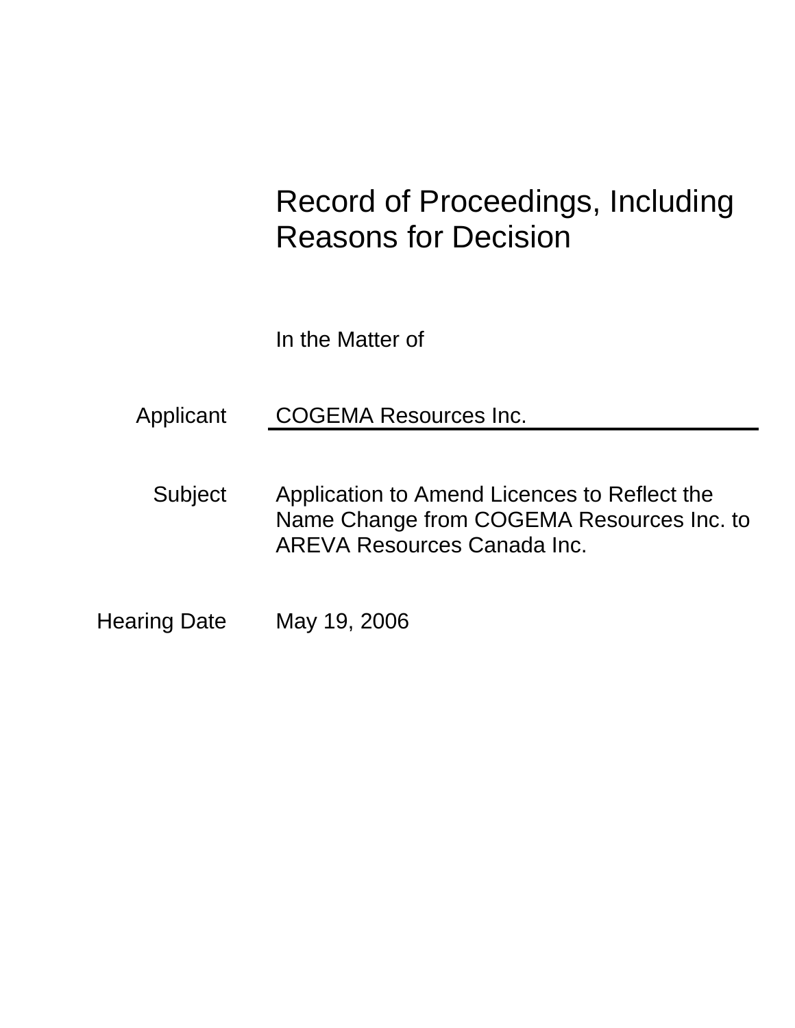# Record of Proceedings, Including Reasons for Decision

In the Matter of

| | |
|---|---|
| Applicant | COGEMA Resources Inc. |
| Subject | Application to Amend Licences to Reflect the Name Change from COGEMA Resources Inc. to AREVA Resources Canada Inc. |
| Hearing Date | May 19, 2006 |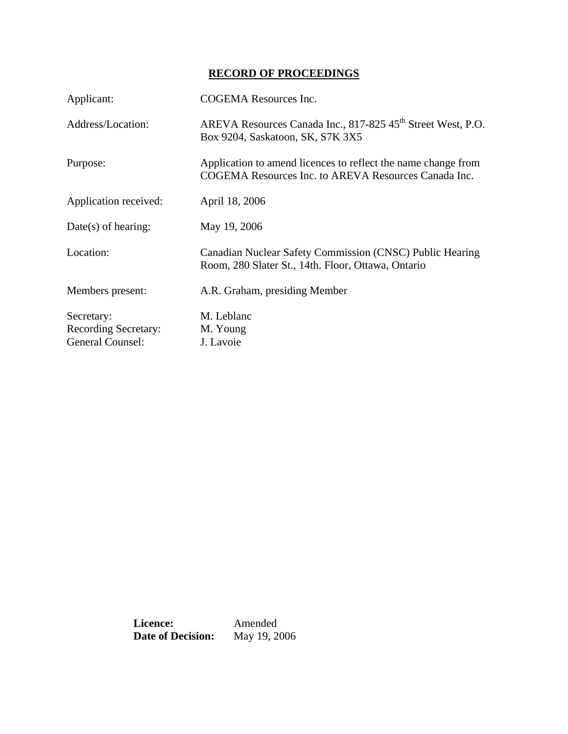# RECORD OF PROCEEDINGS

| | |
|---|---|
| Applicant: | COGEMA Resources Inc. |
| Address/Location: | AREVA Resources Canada Inc., 817-825 45th Street West, P.O. Box 9204, Saskatoon, SK, S7K 3X5 |
| Purpose: | Application to amend licences to reflect the name change from COGEMA Resources Inc. to AREVA Resources Canada Inc. |
| Application received: | April 18, 2006 |
| Date(s) of hearing: | May 19, 2006 |
| Location: | Canadian Nuclear Safety Commission (CNSC) Public Hearing Room, 280 Slater St., 14th. Floor, Ottawa, Ontario |
| Members present: | A.R. Graham, presiding Member |
| Secretary: | M. Leblanc |
| Recording Secretary: | M. Young |
| General Counsel: | J. Lavoie |

**Licence:** Amended
**Date of Decision:** May 19, 2006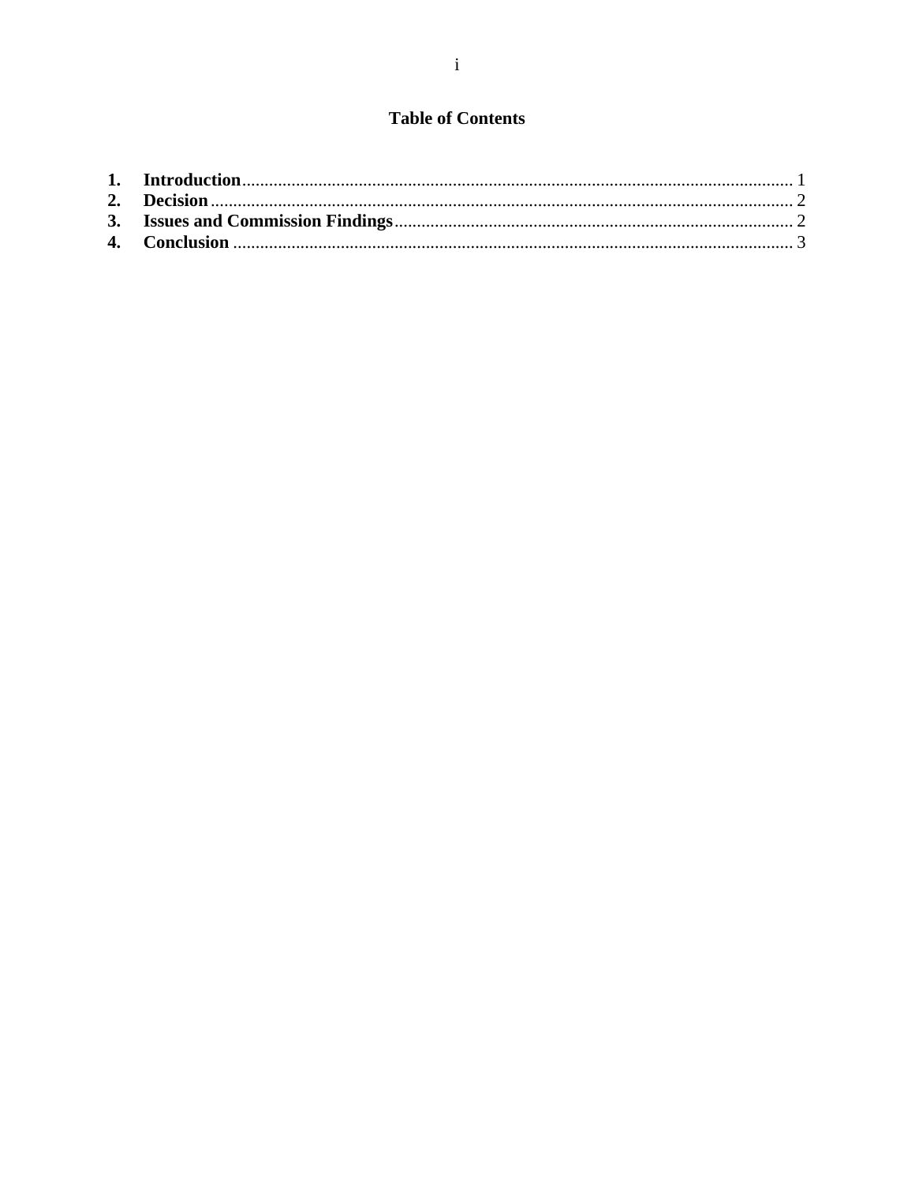## Table of Contents

1. **Introduction** ........................................................................................................................ 1
2. **Decision** .............................................................................................................................. 2
3. **Issues and Commission Findings** ....................................................................................... 2
4. **Conclusion** ......................................................................................................................... 3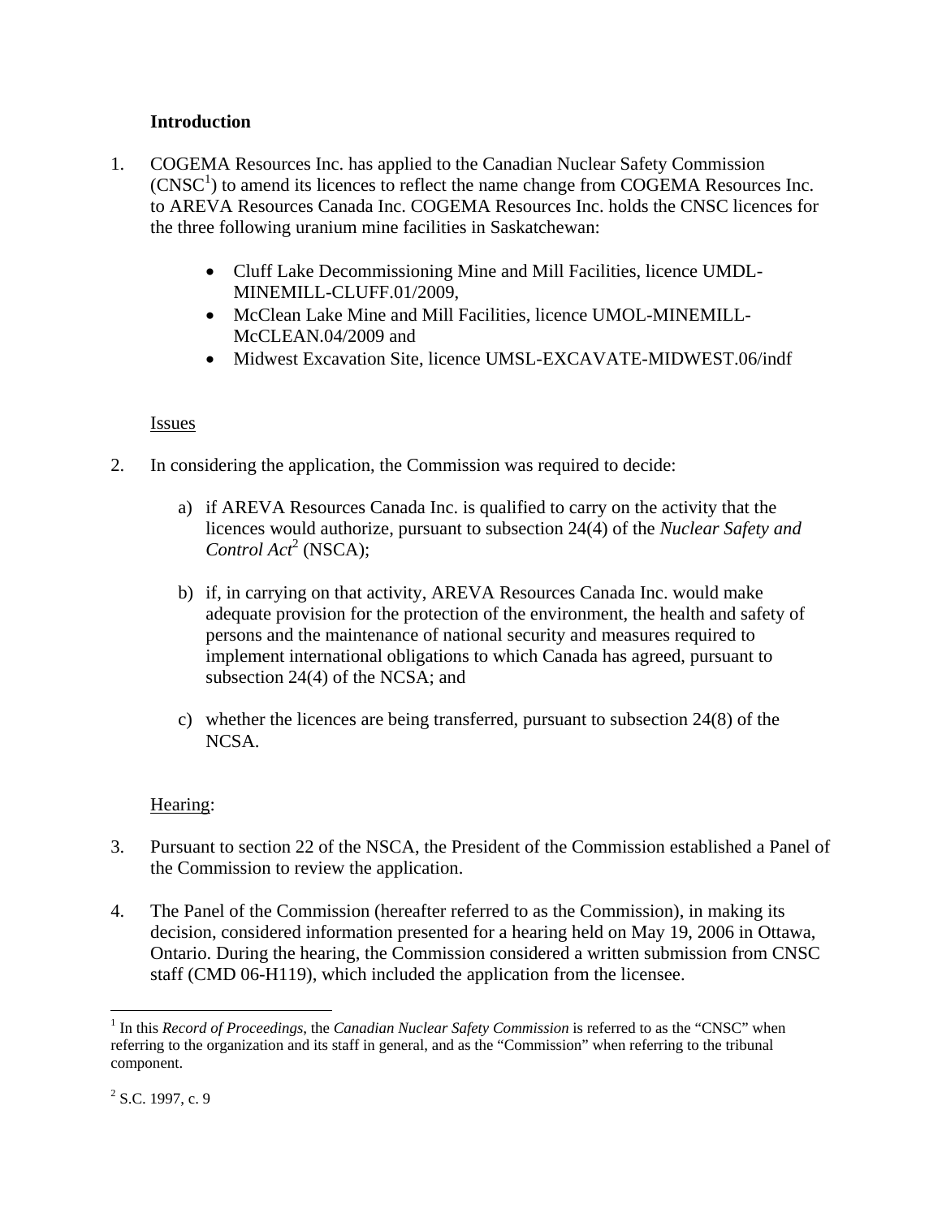**Introduction**

1. COGEMA Resources Inc. has applied to the Canadian Nuclear Safety Commission (CNSC[1]) to amend its licences to reflect the name change from COGEMA Resources Inc. to AREVA Resources Canada Inc. COGEMA Resources Inc. holds the CNSC licences for the three following uranium mine facilities in Saskatchewan:

    - Cluff Lake Decommissioning Mine and Mill Facilities, licence UMDL-MINEMILL-CLUFF.01/2009,
    - McClean Lake Mine and Mill Facilities, licence UMOL-MINEMILL-McCLEAN.04/2009 and
    - Midwest Excavation Site, licence UMSL-EXCAVATE-MIDWEST.06/indf

Issues

2. In considering the application, the Commission was required to decide:

    a) if AREVA Resources Canada Inc. is qualified to carry on the activity that the licences would authorize, pursuant to subsection 24(4) of the *Nuclear Safety and Control Act*[2] (NSCA);

    b) if, in carrying on that activity, AREVA Resources Canada Inc. would make adequate provision for the protection of the environment, the health and safety of persons and the maintenance of national security and measures required to implement international obligations to which Canada has agreed, pursuant to subsection 24(4) of the NCSA; and

    c) whether the licences are being transferred, pursuant to subsection 24(8) of the NCSA.

Hearing:

3. Pursuant to section 22 of the NSCA, the President of the Commission established a Panel of the Commission to review the application.

4. The Panel of the Commission (hereafter referred to as the Commission), in making its decision, considered information presented for a hearing held on May 19, 2006 in Ottawa, Ontario. During the hearing, the Commission considered a written submission from CNSC staff (CMD 06-H119), which included the application from the licensee.

---

[1] In this *Record of Proceedings*, the *Canadian Nuclear Safety Commission* is referred to as the "CNSC" when referring to the organization and its staff in general, and as the "Commission" when referring to the tribunal component.

[2] S.C. 1997, c. 9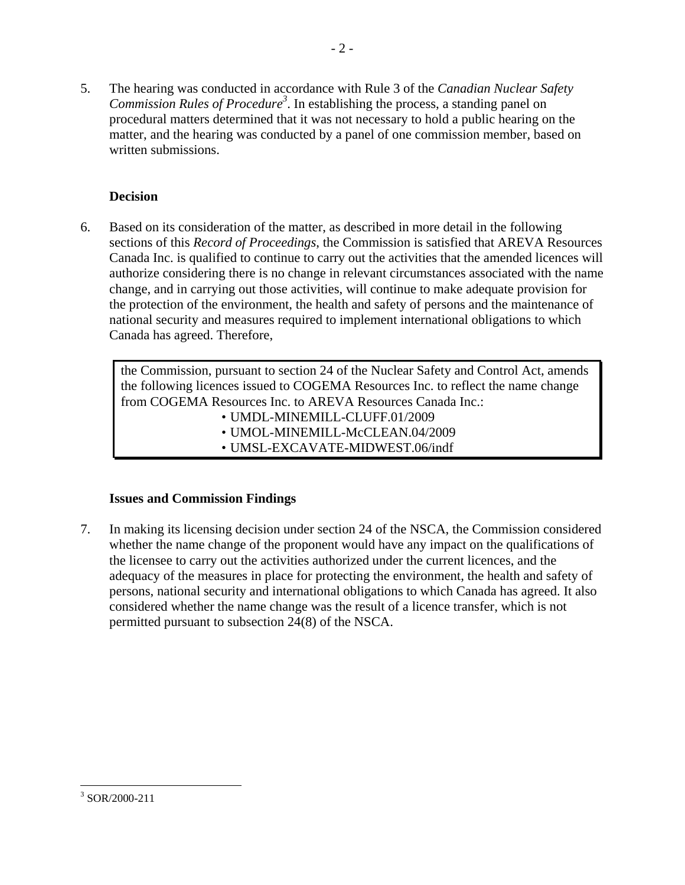5. The hearing was conducted in accordance with Rule 3 of the *Canadian Nuclear Safety Commission Rules of Procedure*[3]. In establishing the process, a standing panel on procedural matters determined that it was not necessary to hold a public hearing on the matter, and the hearing was conducted by a panel of one commission member, based on written submissions.

## Decision

6. Based on its consideration of the matter, as described in more detail in the following sections of this *Record of Proceedings*, the Commission is satisfied that AREVA Resources Canada Inc. is qualified to continue to carry out the activities that the amended licences will authorize considering there is no change in relevant circumstances associated with the name change, and in carrying out those activities, will continue to make adequate provision for the protection of the environment, the health and safety of persons and the maintenance of national security and measures required to implement international obligations to which Canada has agreed. Therefore,

> the Commission, pursuant to section 24 of the Nuclear Safety and Control Act, amends the following licences issued to COGEMA Resources Inc. to reflect the name change from COGEMA Resources Inc. to AREVA Resources Canada Inc.:
> - UMDL-MINEMILL-CLUFF.01/2009
> - UMOL-MINEMILL-McCLEAN.04/2009
> - UMSL-EXCAVATE-MIDWEST.06/indf

## Issues and Commission Findings

7. In making its licensing decision under section 24 of the NSCA, the Commission considered whether the name change of the proponent would have any impact on the qualifications of the licensee to carry out the activities authorized under the current licences, and the adequacy of the measures in place for protecting the environment, the health and safety of persons, national security and international obligations to which Canada has agreed. It also considered whether the name change was the result of a licence transfer, which is not permitted pursuant to subsection 24(8) of the NSCA.

---

[3] SOR/2000-211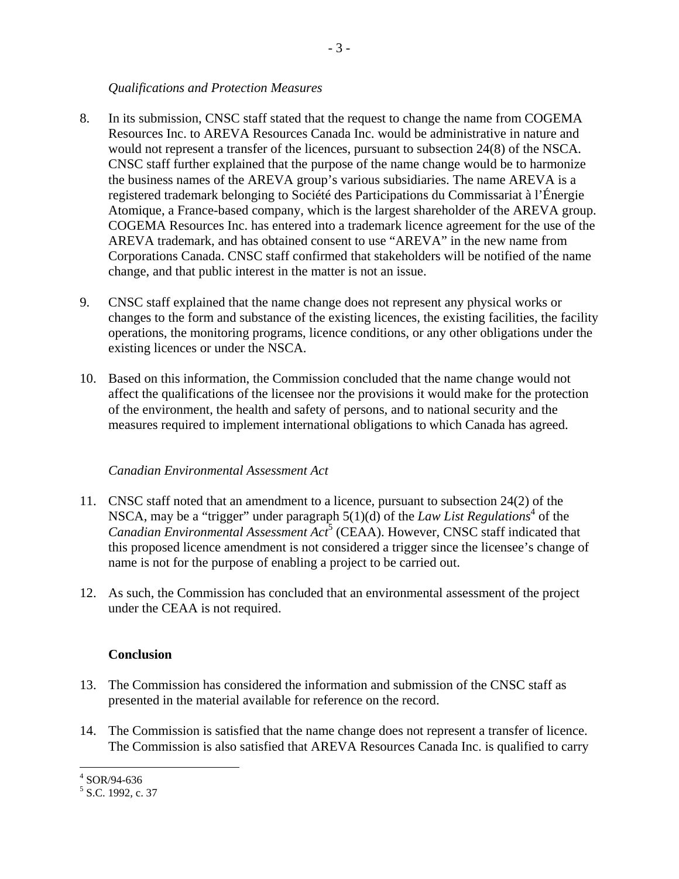*Qualifications and Protection Measures*

8. In its submission, CNSC staff stated that the request to change the name from COGEMA Resources Inc. to AREVA Resources Canada Inc. would be administrative in nature and would not represent a transfer of the licences, pursuant to subsection 24(8) of the NSCA. CNSC staff further explained that the purpose of the name change would be to harmonize the business names of the AREVA group's various subsidiaries. The name AREVA is a registered trademark belonging to Société des Participations du Commissariat à l'Énergie Atomique, a France-based company, which is the largest shareholder of the AREVA group. COGEMA Resources Inc. has entered into a trademark licence agreement for the use of the AREVA trademark, and has obtained consent to use "AREVA" in the new name from Corporations Canada. CNSC staff confirmed that stakeholders will be notified of the name change, and that public interest in the matter is not an issue.

9. CNSC staff explained that the name change does not represent any physical works or changes to the form and substance of the existing licences, the existing facilities, the facility operations, the monitoring programs, licence conditions, or any other obligations under the existing licences or under the NSCA.

10. Based on this information, the Commission concluded that the name change would not affect the qualifications of the licensee nor the provisions it would make for the protection of the environment, the health and safety of persons, and to national security and the measures required to implement international obligations to which Canada has agreed.

*Canadian Environmental Assessment Act*

11. CNSC staff noted that an amendment to a licence, pursuant to subsection 24(2) of the NSCA, may be a "trigger" under paragraph 5(1)(d) of the *Law List Regulations*[4] of the *Canadian Environmental Assessment Act*[5] (CEAA). However, CNSC staff indicated that this proposed licence amendment is not considered a trigger since the licensee's change of name is not for the purpose of enabling a project to be carried out.

12. As such, the Commission has concluded that an environmental assessment of the project under the CEAA is not required.

**Conclusion**

13. The Commission has considered the information and submission of the CNSC staff as presented in the material available for reference on the record.

14. The Commission is satisfied that the name change does not represent a transfer of licence. The Commission is also satisfied that AREVA Resources Canada Inc. is qualified to carry

[4] SOR/94-636

[5] S.C. 1992, c. 37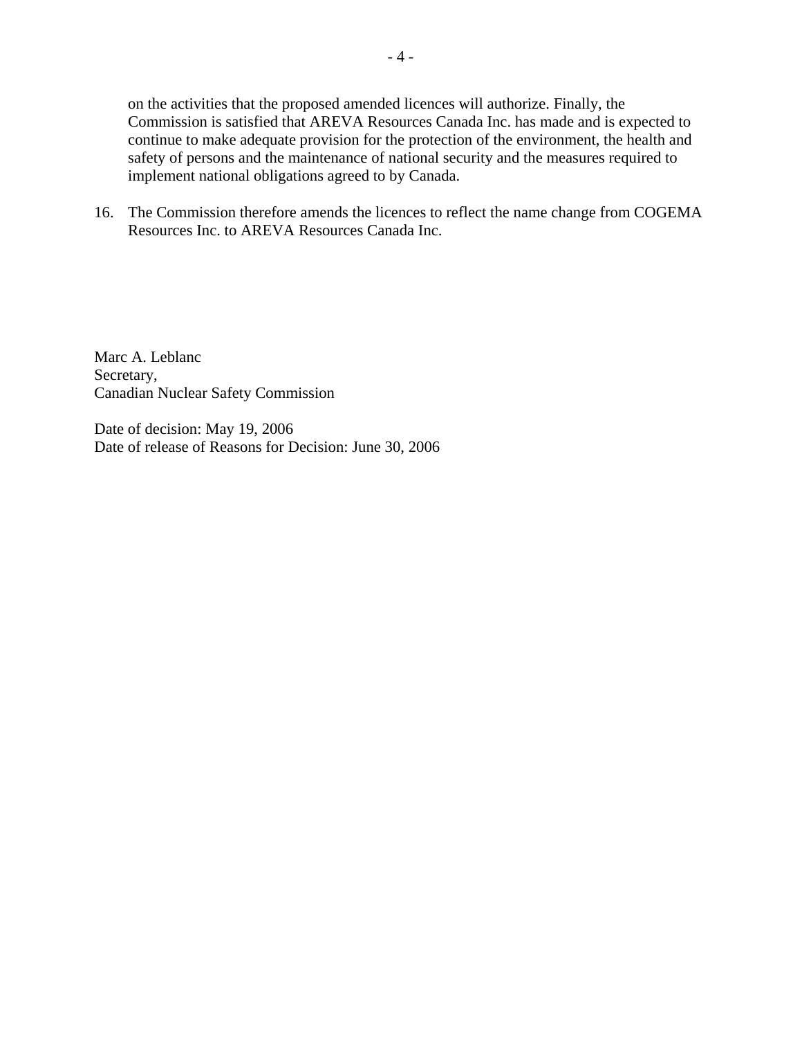on the activities that the proposed amended licences will authorize. Finally, the Commission is satisfied that AREVA Resources Canada Inc. has made and is expected to continue to make adequate provision for the protection of the environment, the health and safety of persons and the maintenance of national security and the measures required to implement national obligations agreed to by Canada.

16. The Commission therefore amends the licences to reflect the name change from COGEMA Resources Inc. to AREVA Resources Canada Inc.

Marc A. Leblanc  
Secretary,  
Canadian Nuclear Safety Commission

Date of decision: May 19, 2006  
Date of release of Reasons for Decision: June 30, 2006